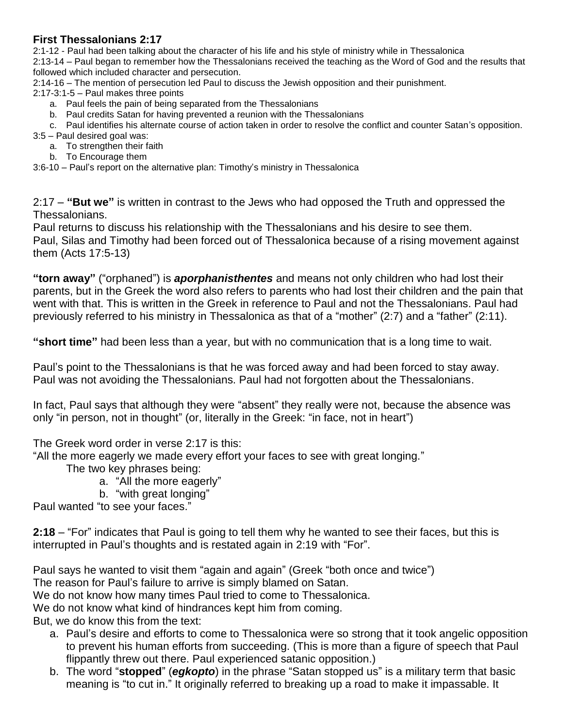**First Thessalonians 2:17**

2:1-12 - Paul had been talking about the character of his life and his style of ministry while in Thessalonica

2:13-14 – Paul began to remember how the Thessalonians received the teaching as the Word of God and the results that followed which included character and persecution.

2:14-16 – The mention of persecution led Paul to discuss the Jewish opposition and their punishment.

2:17-3:1-5 – Paul makes three points

a. Paul feels the pain of being separated from the Thessalonians
b. Paul credits Satan for having prevented a reunion with the Thessalonians
c. Paul identifies his alternate course of action taken in order to resolve the conflict and counter Satan's opposition.

3:5 – Paul desired goal was:

a. To strengthen their faith
b. To Encourage them

3:6-10 – Paul's report on the alternative plan: Timothy's ministry in Thessalonica

2:17 – **"But we"** is written in contrast to the Jews who had opposed the Truth and oppressed the Thessalonians.

Paul returns to discuss his relationship with the Thessalonians and his desire to see them.

Paul, Silas and Timothy had been forced out of Thessalonica because of a rising movement against them (Acts 17:5-13)

**"torn away"** ("orphaned") is ***aporphanisthentes*** and means not only children who had lost their parents, but in the Greek the word also refers to parents who had lost their children and the pain that went with that. This is written in the Greek in reference to Paul and not the Thessalonians. Paul had previously referred to his ministry in Thessalonica as that of a "mother" (2:7) and a "father" (2:11).

**"short time"** had been less than a year, but with no communication that is a long time to wait.

Paul's point to the Thessalonians is that he was forced away and had been forced to stay away. Paul was not avoiding the Thessalonians. Paul had not forgotten about the Thessalonians.

In fact, Paul says that although they were "absent" they really were not, because the absence was only "in person, not in thought" (or, literally in the Greek: "in face, not in heart")

The Greek word order in verse 2:17 is this:

"All the more eagerly we made every effort your faces to see with great longing."

The two key phrases being:

a. "All the more eagerly"
b. "with great longing"

Paul wanted "to see your faces."

**2:18** – "For" indicates that Paul is going to tell them why he wanted to see their faces, but this is interrupted in Paul's thoughts and is restated again in 2:19 with "For".

Paul says he wanted to visit them "again and again" (Greek "both once and twice")

The reason for Paul's failure to arrive is simply blamed on Satan.

We do not know how many times Paul tried to come to Thessalonica.

We do not know what kind of hindrances kept him from coming.

But, we do know this from the text:

a. Paul's desire and efforts to come to Thessalonica were so strong that it took angelic opposition to prevent his human efforts from succeeding. (This is more than a figure of speech that Paul flippantly threw out there. Paul experienced satanic opposition.)
b. The word "**stopped**" (***egkopto***) in the phrase "Satan stopped us" is a military term that basic meaning is "to cut in." It originally referred to breaking up a road to make it impassable. It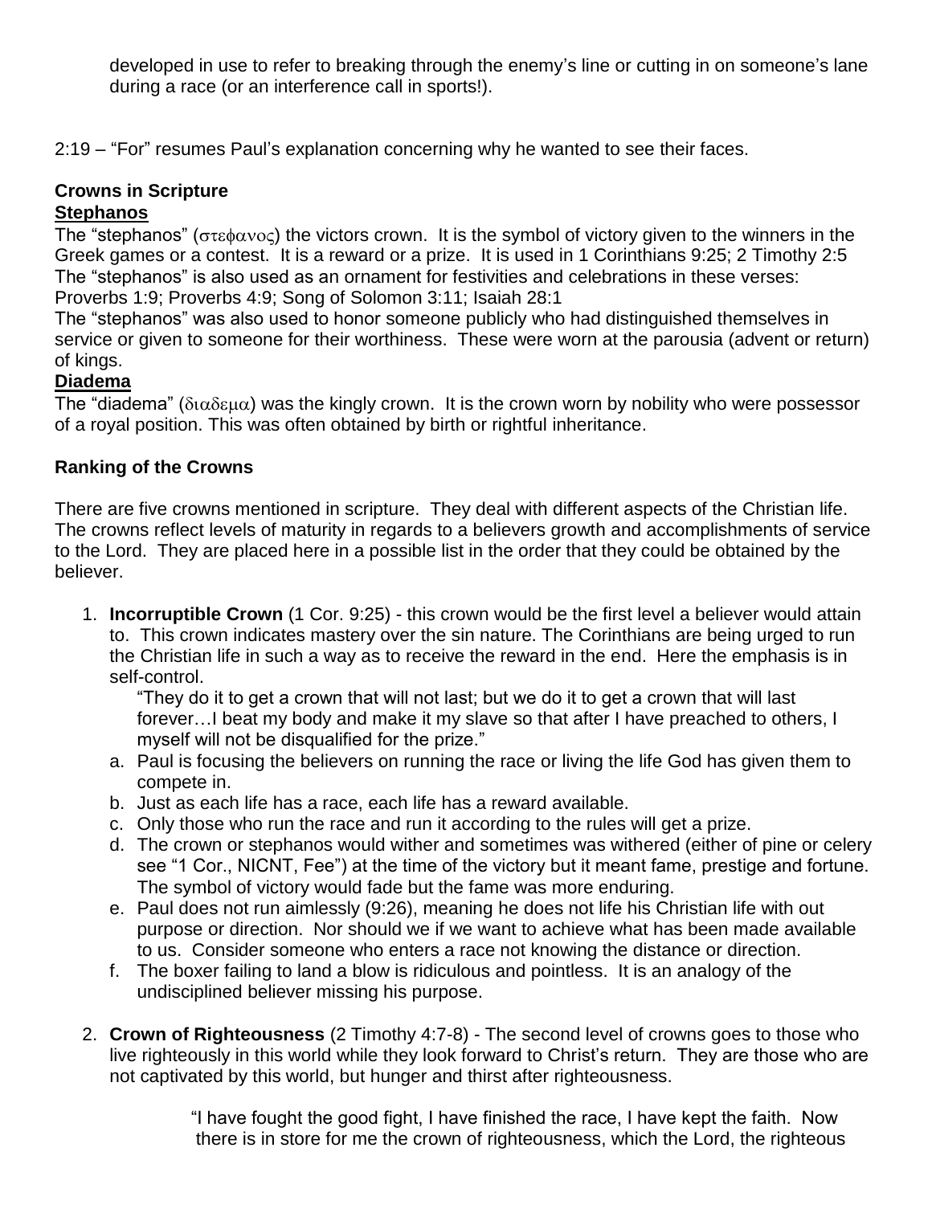developed in use to refer to breaking through the enemy's line or cutting in on someone's lane during a race (or an interference call in sports!).

2:19 – "For" resumes Paul's explanation concerning why he wanted to see their faces.

**Crowns in Scripture**

**Stephanos**

The "stephanos" (στεφανος) the victors crown. It is the symbol of victory given to the winners in the Greek games or a contest. It is a reward or a prize. It is used in 1 Corinthians 9:25; 2 Timothy 2:5
The "stephanos" is also used as an ornament for festivities and celebrations in these verses: Proverbs 1:9; Proverbs 4:9; Song of Solomon 3:11; Isaiah 28:1
The "stephanos" was also used to honor someone publicly who had distinguished themselves in service or given to someone for their worthiness. These were worn at the parousia (advent or return) of kings.

**Diadema**

The "diadema" (διαδεμα) was the kingly crown. It is the crown worn by nobility who were possessor of a royal position. This was often obtained by birth or rightful inheritance.

**Ranking of the Crowns**

There are five crowns mentioned in scripture. They deal with different aspects of the Christian life. The crowns reflect levels of maturity in regards to a believers growth and accomplishments of service to the Lord. They are placed here in a possible list in the order that they could be obtained by the believer.

1. **Incorruptible Crown** (1 Cor. 9:25) - this crown would be the first level a believer would attain to. This crown indicates mastery over the sin nature. The Corinthians are being urged to run the Christian life in such a way as to receive the reward in the end. Here the emphasis is in self-control.

   "They do it to get a crown that will not last; but we do it to get a crown that will last forever…I beat my body and make it my slave so that after I have preached to others, I myself will not be disqualified for the prize."

   a. Paul is focusing the believers on running the race or living the life God has given them to compete in.
   b. Just as each life has a race, each life has a reward available.
   c. Only those who run the race and run it according to the rules will get a prize.
   d. The crown or stephanos would wither and sometimes was withered (either of pine or celery see "1 Cor., NICNT, Fee") at the time of the victory but it meant fame, prestige and fortune. The symbol of victory would fade but the fame was more enduring.
   e. Paul does not run aimlessly (9:26), meaning he does not life his Christian life with out purpose or direction. Nor should we if we want to achieve what has been made available to us. Consider someone who enters a race not knowing the distance or direction.
   f. The boxer failing to land a blow is ridiculous and pointless. It is an analogy of the undisciplined believer missing his purpose.

2. **Crown of Righteousness** (2 Timothy 4:7-8) - The second level of crowns goes to those who live righteously in this world while they look forward to Christ's return. They are those who are not captivated by this world, but hunger and thirst after righteousness.

   "I have fought the good fight, I have finished the race, I have kept the faith. Now there is in store for me the crown of righteousness, which the Lord, the righteous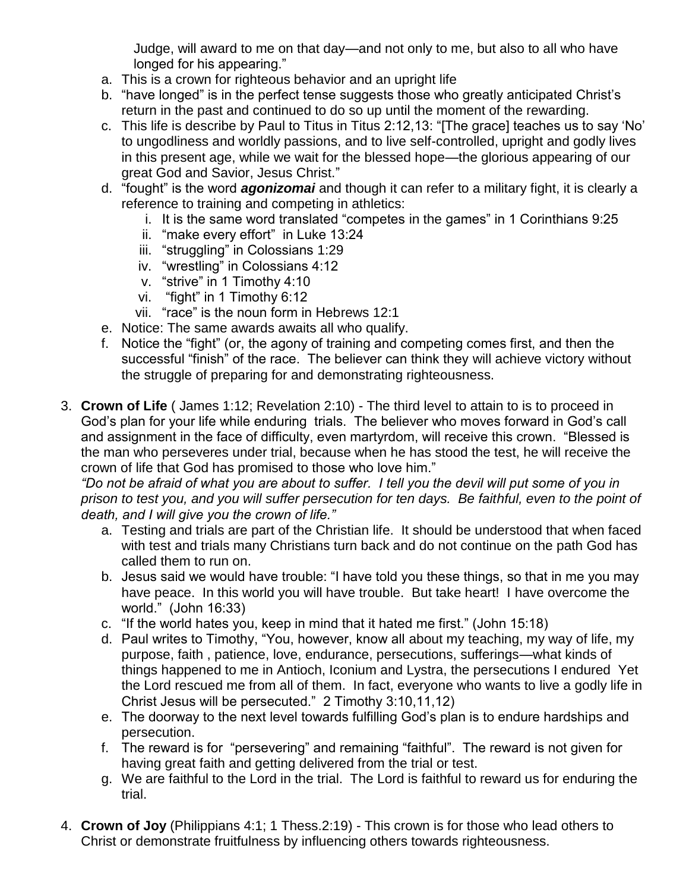Judge, will award to me on that day—and not only to me, but also to all who have longed for his appearing."

a. This is a crown for righteous behavior and an upright life
b. "have longed" is in the perfect tense suggests those who greatly anticipated Christ's return in the past and continued to do so up until the moment of the rewarding.
c. This life is describe by Paul to Titus in Titus 2:12,13: "[The grace] teaches us to say 'No' to ungodliness and worldly passions, and to live self-controlled, upright and godly lives in this present age, while we wait for the blessed hope—the glorious appearing of our great God and Savior, Jesus Christ."
d. "fought" is the word ***agonizomai*** and though it can refer to a military fight, it is clearly a reference to training and competing in athletics:
   i. It is the same word translated "competes in the games" in 1 Corinthians 9:25
   ii. "make every effort" in Luke 13:24
   iii. "struggling" in Colossians 1:29
   iv. "wrestling" in Colossians 4:12
   v. "strive" in 1 Timothy 4:10
   vi. "fight" in 1 Timothy 6:12
   vii. "race" is the noun form in Hebrews 12:1
e. Notice: The same awards awaits all who qualify.
f. Notice the "fight" (or, the agony of training and competing comes first, and then the successful "finish" of the race. The believer can think they will achieve victory without the struggle of preparing for and demonstrating righteousness.

3. **Crown of Life** ( James 1:12; Revelation 2:10) - The third level to attain to is to proceed in God's plan for your life while enduring trials. The believer who moves forward in God's call and assignment in the face of difficulty, even martyrdom, will receive this crown. "Blessed is the man who perseveres under trial, because when he has stood the test, he will receive the crown of life that God has promised to those who love him."
*"Do not be afraid of what you are about to suffer. I tell you the devil will put some of you in prison to test you, and you will suffer persecution for ten days. Be faithful, even to the point of death, and I will give you the crown of life."*
   a. Testing and trials are part of the Christian life. It should be understood that when faced with test and trials many Christians turn back and do not continue on the path God has called them to run on.
   b. Jesus said we would have trouble: "I have told you these things, so that in me you may have peace. In this world you will have trouble. But take heart! I have overcome the world." (John 16:33)
   c. "If the world hates you, keep in mind that it hated me first." (John 15:18)
   d. Paul writes to Timothy, "You, however, know all about my teaching, my way of life, my purpose, faith , patience, love, endurance, persecutions, sufferings—what kinds of things happened to me in Antioch, Iconium and Lystra, the persecutions I endured Yet the Lord rescued me from all of them. In fact, everyone who wants to live a godly life in Christ Jesus will be persecuted." 2 Timothy 3:10,11,12)
   e. The doorway to the next level towards fulfilling God's plan is to endure hardships and persecution.
   f. The reward is for "persevering" and remaining "faithful". The reward is not given for having great faith and getting delivered from the trial or test.
   g. We are faithful to the Lord in the trial. The Lord is faithful to reward us for enduring the trial.

4. **Crown of Joy** (Philippians 4:1; 1 Thess.2:19) - This crown is for those who lead others to Christ or demonstrate fruitfulness by influencing others towards righteousness.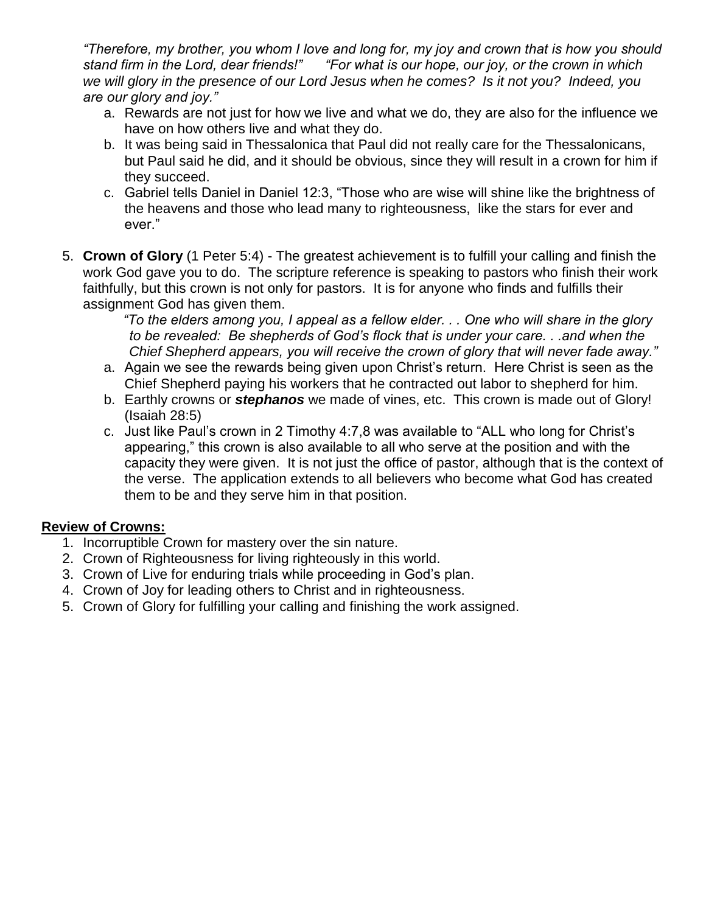*“Therefore, my brother, you whom I love and long for, my joy and crown that is how you should stand firm in the Lord, dear friends!” “For what is our hope, our joy, or the crown in which we will glory in the presence of our Lord Jesus when he comes? Is it not you? Indeed, you are our glory and joy.”*

a. Rewards are not just for how we live and what we do, they are also for the influence we have on how others live and what they do.
b. It was being said in Thessalonica that Paul did not really care for the Thessalonicans, but Paul said he did, and it should be obvious, since they will result in a crown for him if they succeed.
c. Gabriel tells Daniel in Daniel 12:3, “Those who are wise will shine like the brightness of the heavens and those who lead many to righteousness, like the stars for ever and ever.”

5. **Crown of Glory** (1 Peter 5:4) - The greatest achievement is to fulfill your calling and finish the work God gave you to do. The scripture reference is speaking to pastors who finish their work faithfully, but this crown is not only for pastors. It is for anyone who finds and fulfills their assignment God has given them.

   *“To the elders among you, I appeal as a fellow elder. . . One who will share in the glory to be revealed: Be shepherds of God’s flock that is under your care. . .and when the Chief Shepherd appears, you will receive the crown of glory that will never fade away.”*

   a. Again we see the rewards being given upon Christ’s return. Here Christ is seen as the Chief Shepherd paying his workers that he contracted out labor to shepherd for him.
   b. Earthly crowns or ***stephanos*** we made of vines, etc. This crown is made out of Glory! (Isaiah 28:5)
   c. Just like Paul’s crown in 2 Timothy 4:7,8 was available to “ALL who long for Christ’s appearing,” this crown is also available to all who serve at the position and with the capacity they were given. It is not just the office of pastor, although that is the context of the verse. The application extends to all believers who become what God has created them to be and they serve him in that position.

**<u>Review of Crowns:</u>**

1. Incorruptible Crown for mastery over the sin nature.
2. Crown of Righteousness for living righteously in this world.
3. Crown of Live for enduring trials while proceeding in God’s plan.
4. Crown of Joy for leading others to Christ and in righteousness.
5. Crown of Glory for fulfilling your calling and finishing the work assigned.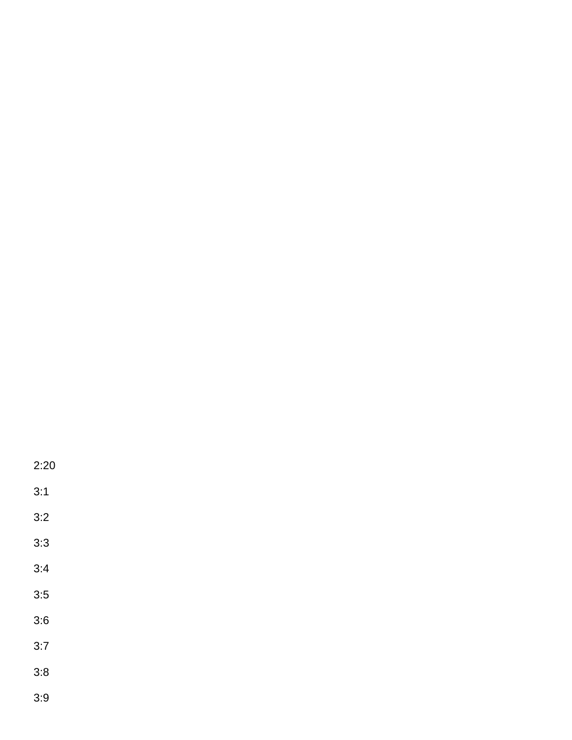2:20

3:1

3:2

3:3

3:4

3:5

3:6

3:7

3:8

3:9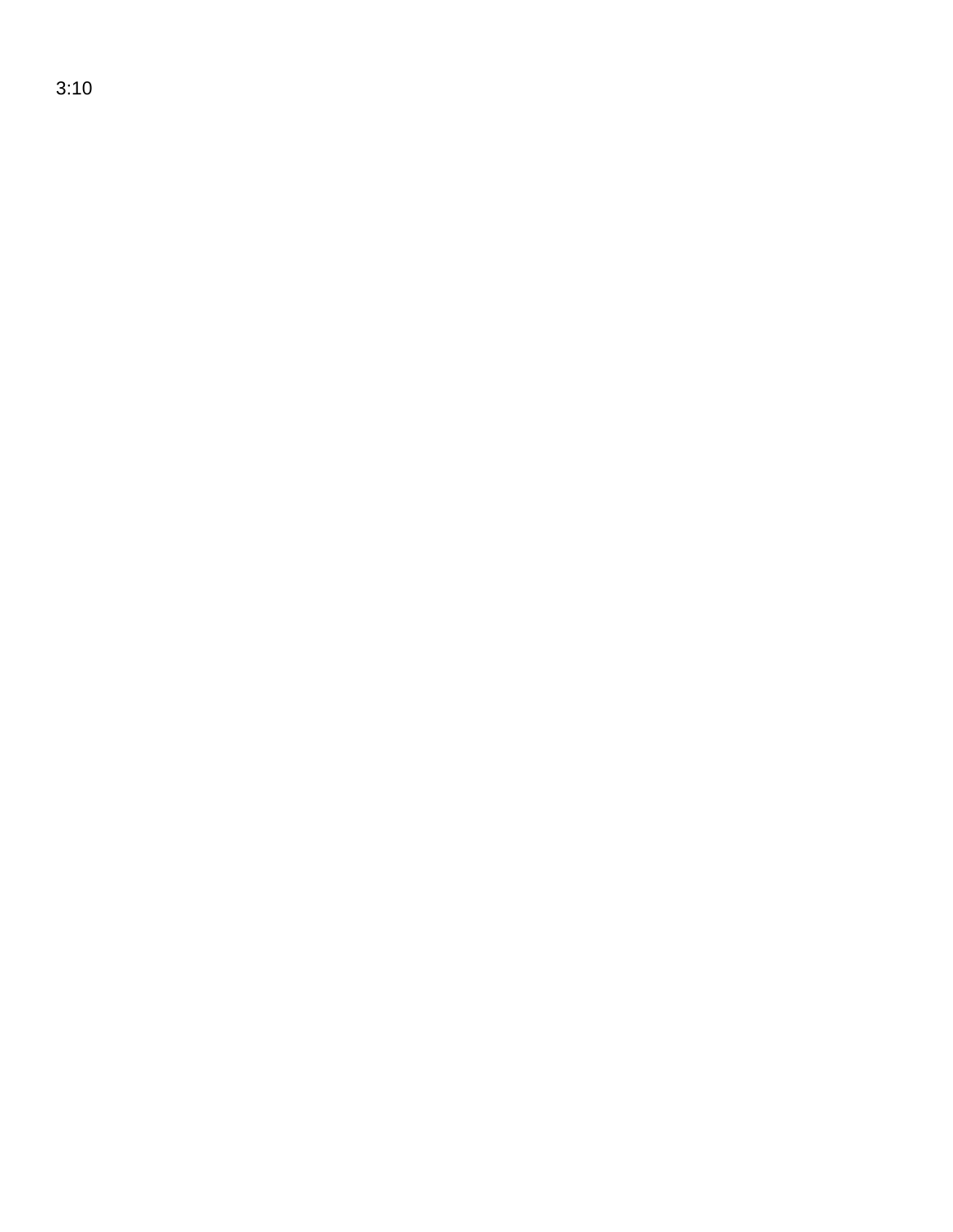3:10